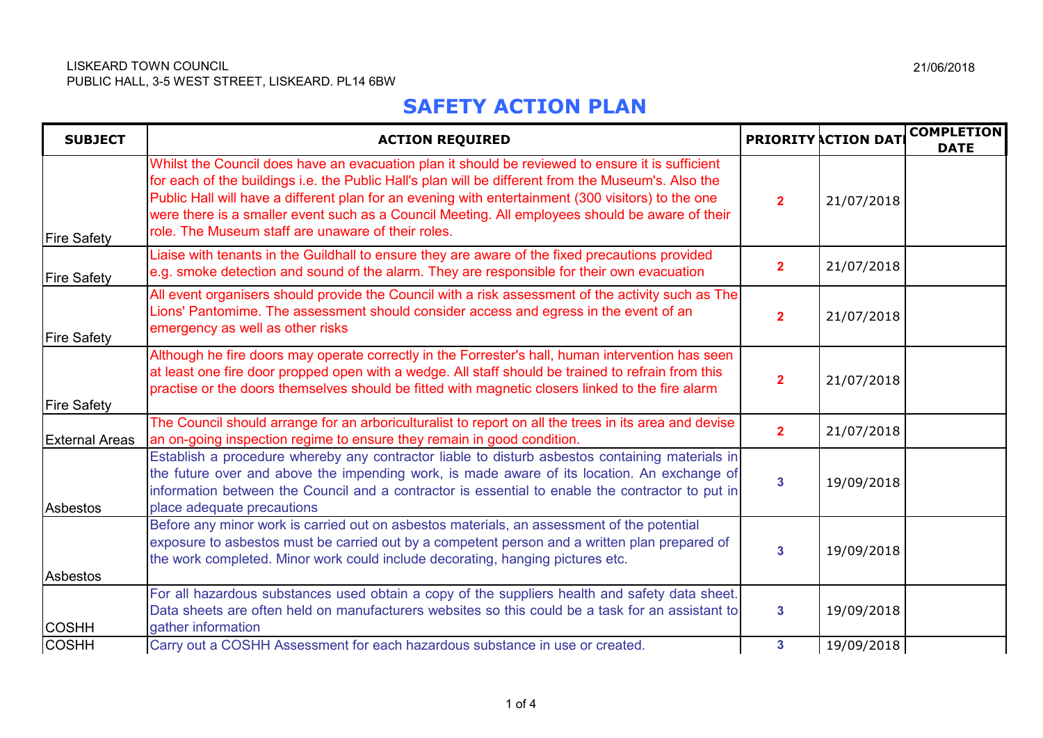LISKEARD TOWN COUNCIL
PUBLIC HALL, 3-5 WEST STREET, LISKEARD. PL14 6BW

21/06/2018

# SAFETY ACTION PLAN

| SUBJECT | ACTION REQUIRED | PRIORITY | ACTION DATE | COMPLETION DATE |
|---|---|---|---|---|
| Fire Safety | Whilst the Council does have an evacuation plan it should be reviewed to ensure it is sufficient for each of the buildings i.e. the Public Hall's plan will be different from the Museum's. Also the Public Hall will have a different plan for an evening with entertainment (300 visitors) to the one were there is a smaller event such as a Council Meeting. All employees should be aware of their role. The Museum staff are unaware of their roles. | 2 | 21/07/2018 | |
| Fire Safety | Liaise with tenants in the Guildhall to ensure they are aware of the fixed precautions provided e.g. smoke detection and sound of the alarm. They are responsible for their own evacuation | 2 | 21/07/2018 | |
| Fire Safety | All event organisers should provide the Council with a risk assessment of the activity such as The Lions' Pantomime. The assessment should consider access and egress in the event of an emergency as well as other risks | 2 | 21/07/2018 | |
| Fire Safety | Although he fire doors may operate correctly in the Forrester's hall, human intervention has seen at least one fire door propped open with a wedge. All staff should be trained to refrain from this practise or the doors themselves should be fitted with magnetic closers linked to the fire alarm | 2 | 21/07/2018 | |
| External Areas | The Council should arrange for an arboriculturalist to report on all the trees in its area and devise an on-going inspection regime to ensure they remain in good condition. | 2 | 21/07/2018 | |
| Asbestos | Establish a procedure whereby any contractor liable to disturb asbestos containing materials in the future over and above the impending work, is made aware of its location. An exchange of information between the Council and a contractor is essential to enable the contractor to put in place adequate precautions | 3 | 19/09/2018 | |
| Asbestos | Before any minor work is carried out on asbestos materials, an assessment of the potential exposure to asbestos must be carried out by a competent person and a written plan prepared of the work completed. Minor work could include decorating, hanging pictures etc. | 3 | 19/09/2018 | |
| COSHH | For all hazardous substances used obtain a copy of the suppliers health and safety data sheet. Data sheets are often held on manufacturers websites so this could be a task for an assistant to gather information | 3 | 19/09/2018 | |
| COSHH | Carry out a COSHH Assessment for each hazardous substance in use or created. | 3 | 19/09/2018 | |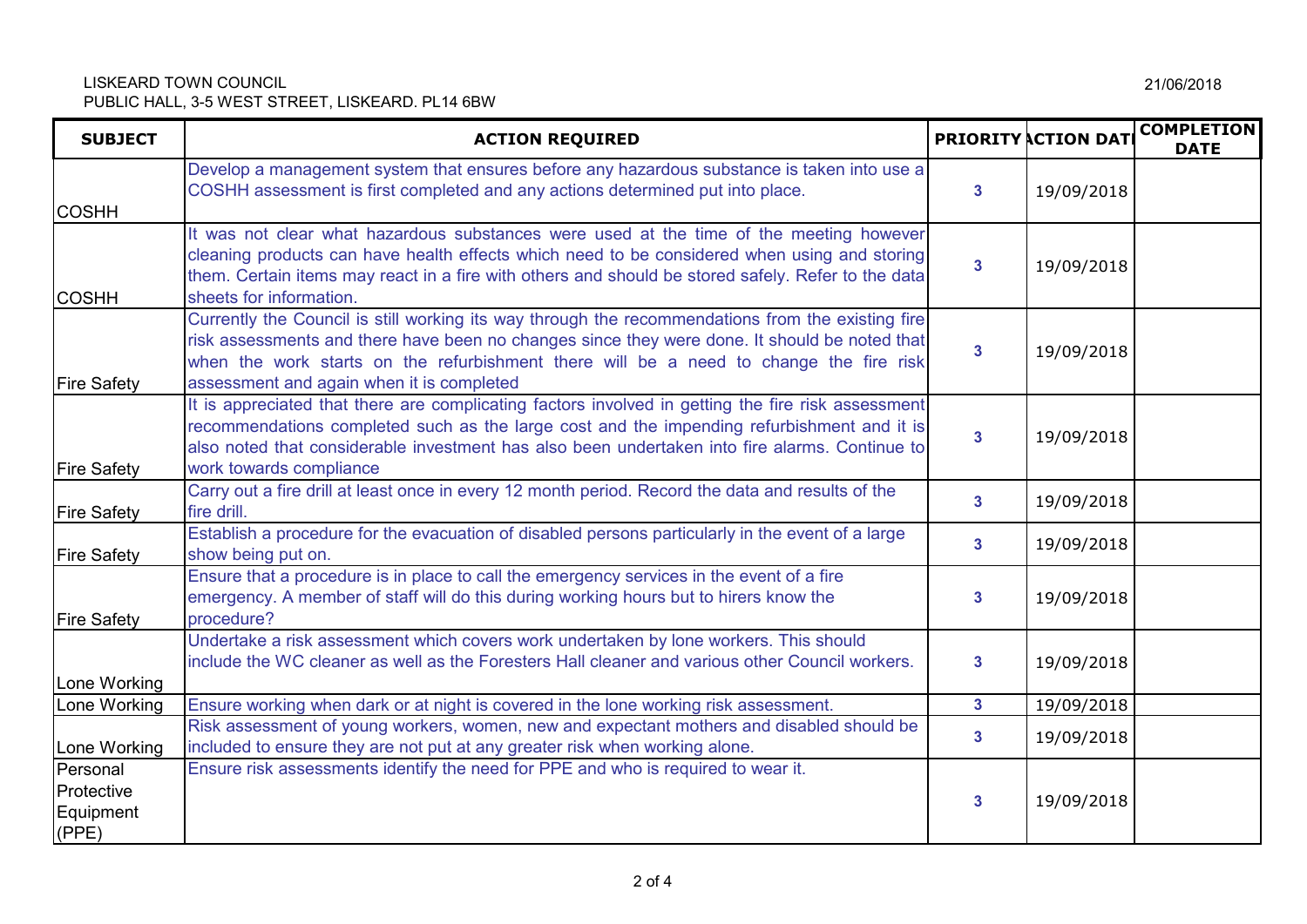LISKEARD TOWN COUNCIL
PUBLIC HALL, 3-5 WEST STREET, LISKEARD. PL14 6BW

21/06/2018

| SUBJECT | ACTION REQUIRED | PRIORITY | ACTION DATE | COMPLETION DATE |
|---|---|---|---|---|
| COSHH | Develop a management system that ensures before any hazardous substance is taken into use a COSHH assessment is first completed and any actions determined put into place. | 3 | 19/09/2018 | |
| COSHH | It was not clear what hazardous substances were used at the time of the meeting however cleaning products can have health effects which need to be considered when using and storing them. Certain items may react in a fire with others and should be stored safely. Refer to the data sheets for information. | 3 | 19/09/2018 | |
| Fire Safety | Currently the Council is still working its way through the recommendations from the existing fire risk assessments and there have been no changes since they were done. It should be noted that when the work starts on the refurbishment there will be a need to change the fire risk assessment and again when it is completed | 3 | 19/09/2018 | |
| Fire Safety | It is appreciated that there are complicating factors involved in getting the fire risk assessment recommendations completed such as the large cost and the impending refurbishment and it is also noted that considerable investment has also been undertaken into fire alarms. Continue to work towards compliance | 3 | 19/09/2018 | |
| Fire Safety | Carry out a fire drill at least once in every 12 month period. Record the data and results of the fire drill. | 3 | 19/09/2018 | |
| Fire Safety | Establish a procedure for the evacuation of disabled persons particularly in the event of a large show being put on. | 3 | 19/09/2018 | |
| Fire Safety | Ensure that a procedure is in place to call the emergency services in the event of a fire emergency. A member of staff will do this during working hours but to hirers know the procedure? | 3 | 19/09/2018 | |
| Lone Working | Undertake a risk assessment which covers work undertaken by lone workers. This should include the WC cleaner as well as the Foresters Hall cleaner and various other Council workers. | 3 | 19/09/2018 | |
| Lone Working | Ensure working when dark or at night is covered in the lone working risk assessment. | 3 | 19/09/2018 | |
| Lone Working | Risk assessment of young workers, women, new and expectant mothers and disabled should be included to ensure they are not put at any greater risk when working alone. | 3 | 19/09/2018 | |
| Personal Protective Equipment (PPE) | Ensure risk assessments identify the need for PPE and who is required to wear it. | 3 | 19/09/2018 | |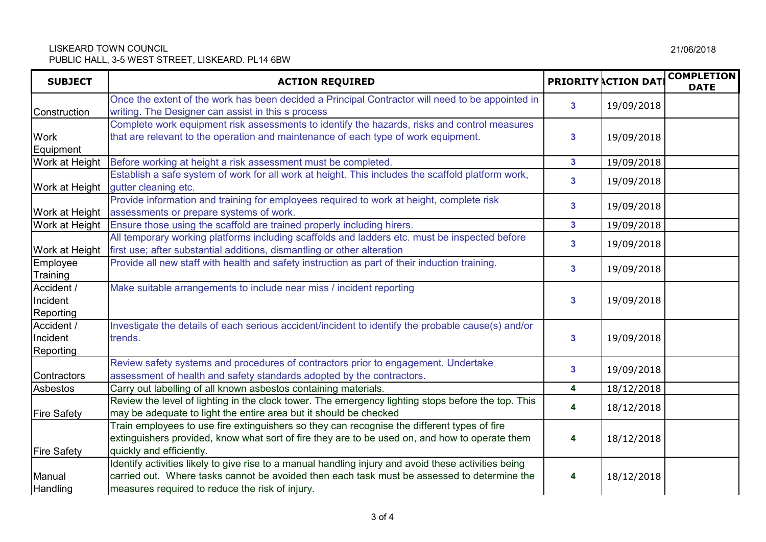LISKEARD TOWN COUNCIL
PUBLIC HALL, 3-5 WEST STREET, LISKEARD. PL14 6BW

21/06/2018

| SUBJECT | ACTION REQUIRED | PRIORITY | ACTION DATE | COMPLETION DATE |
|---|---|---|---|---|
| Construction | Once the extent of the work has been decided a Principal Contractor will need to be appointed in writing. The Designer can assist in this s process | 3 | 19/09/2018 | |
| Work Equipment | Complete work equipment risk assessments to identify the hazards, risks and control measures that are relevant to the operation and maintenance of each type of work equipment. | 3 | 19/09/2018 | |
| Work at Height | Before working at height a risk assessment must be completed. | 3 | 19/09/2018 | |
| Work at Height | Establish a safe system of work for all work at height. This includes the scaffold platform work, gutter cleaning etc. | 3 | 19/09/2018 | |
| Work at Height | Provide information and training for employees required to work at height, complete risk assessments or prepare systems of work. | 3 | 19/09/2018 | |
| Work at Height | Ensure those using the scaffold are trained properly including hirers. | 3 | 19/09/2018 | |
| Work at Height | All temporary working platforms including scaffolds and ladders etc. must be inspected before first use; after substantial additions, dismantling or other alteration | 3 | 19/09/2018 | |
| Employee Training | Provide all new staff with health and safety instruction as part of their induction training. | 3 | 19/09/2018 | |
| Accident / Incident Reporting | Make suitable arrangements to include near miss / incident reporting | 3 | 19/09/2018 | |
| Accident / Incident Reporting | Investigate the details of each serious accident/incident to identify the probable cause(s) and/or trends. | 3 | 19/09/2018 | |
| Contractors | Review safety systems and procedures of contractors prior to engagement. Undertake assessment of health and safety standards adopted by the contractors. | 3 | 19/09/2018 | |
| Asbestos | Carry out labelling of all known asbestos containing materials. | 4 | 18/12/2018 | |
| Fire Safety | Review the level of lighting in the clock tower. The emergency lighting stops before the top. This may be adequate to light the entire area but it should be checked | 4 | 18/12/2018 | |
| Fire Safety | Train employees to use fire extinguishers so they can recognise the different types of fire extinguishers provided, know what sort of fire they are to be used on, and how to operate them quickly and efficiently. | 4 | 18/12/2018 | |
| Manual Handling | Identify activities likely to give rise to a manual handling injury and avoid these activities being carried out. Where tasks cannot be avoided then each task must be assessed to determine the measures required to reduce the risk of injury. | 4 | 18/12/2018 | |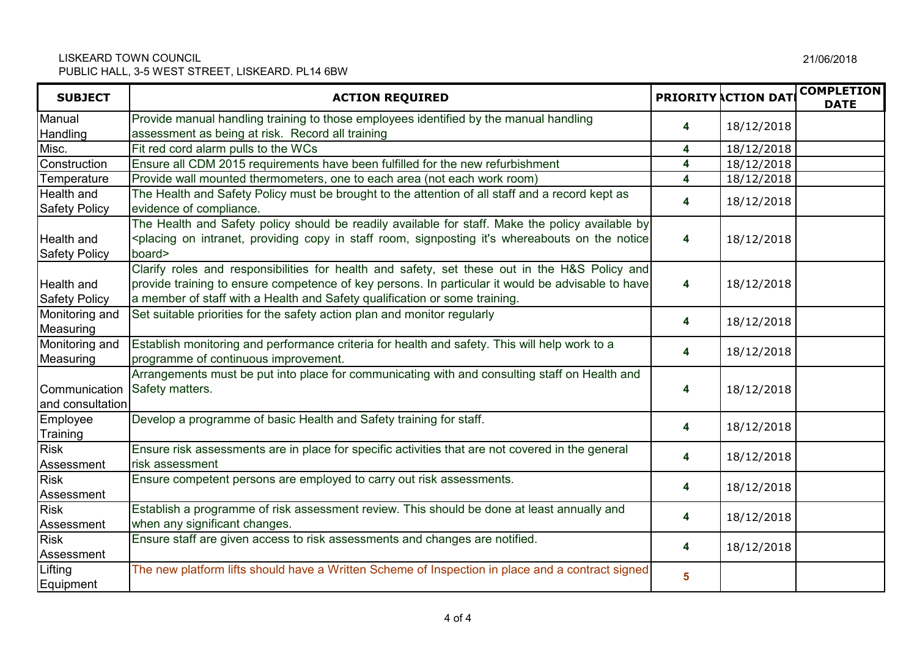LISKEARD TOWN COUNCIL
PUBLIC HALL, 3-5 WEST STREET, LISKEARD. PL14 6BW

21/06/2018

| SUBJECT | ACTION REQUIRED | PRIORITY | ACTION DATE | COMPLETION DATE |
|---|---|---|---|---|
| Manual Handling | Provide manual handling training to those employees identified by the manual handling assessment as being at risk. Record all training | 4 | 18/12/2018 | |
| Misc. | Fit red cord alarm pulls to the WCs | 4 | 18/12/2018 | |
| Construction | Ensure all CDM 2015 requirements have been fulfilled for the new refurbishment | 4 | 18/12/2018 | |
| Temperature | Provide wall mounted thermometers, one to each area (not each work room) | 4 | 18/12/2018 | |
| Health and Safety Policy | The Health and Safety Policy must be brought to the attention of all staff and a record kept as evidence of compliance. | 4 | 18/12/2018 | |
| Health and Safety Policy | The Health and Safety policy should be readily available for staff. Make the policy available by <placing on intranet, providing copy in staff room, signposting it's whereabouts on the notice board> | 4 | 18/12/2018 | |
| Health and Safety Policy | Clarify roles and responsibilities for health and safety, set these out in the H&S Policy and provide training to ensure competence of key persons. In particular it would be advisable to have a member of staff with a Health and Safety qualification or some training. | 4 | 18/12/2018 | |
| Monitoring and Measuring | Set suitable priorities for the safety action plan and monitor regularly | 4 | 18/12/2018 | |
| Monitoring and Measuring | Establish monitoring and performance criteria for health and safety. This will help work to a programme of continuous improvement. | 4 | 18/12/2018 | |
| Communication and consultation | Arrangements must be put into place for communicating with and consulting staff on Health and Safety matters. | 4 | 18/12/2018 | |
| Employee Training | Develop a programme of basic Health and Safety training for staff. | 4 | 18/12/2018 | |
| Risk Assessment | Ensure risk assessments are in place for specific activities that are not covered in the general risk assessment | 4 | 18/12/2018 | |
| Risk Assessment | Ensure competent persons are employed to carry out risk assessments. | 4 | 18/12/2018 | |
| Risk Assessment | Establish a programme of risk assessment review. This should be done at least annually and when any significant changes. | 4 | 18/12/2018 | |
| Risk Assessment | Ensure staff are given access to risk assessments and changes are notified. | 4 | 18/12/2018 | |
| Lifting Equipment | The new platform lifts should have a Written Scheme of Inspection in place and a contract signed | 5 | | |